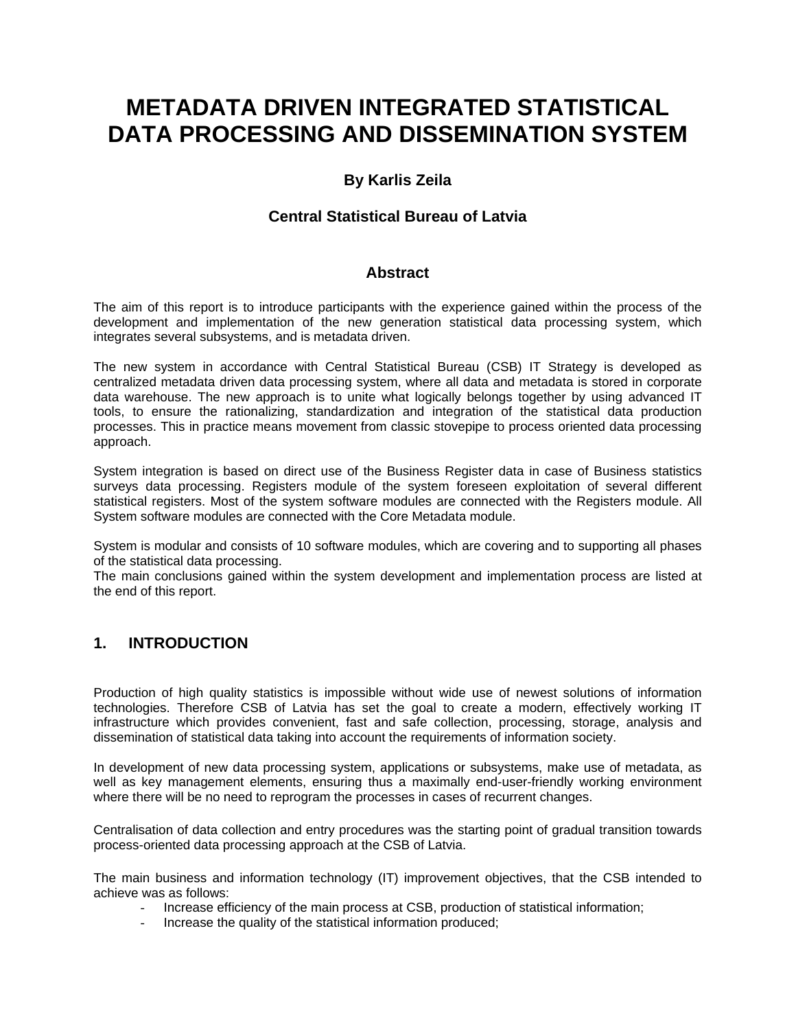# METADATA DRIVEN INTEGRATED STATISTICAL DATA PROCESSING AND DISSEMINATION SYSTEM

**By Karlis Zeila**

**Central Statistical Bureau of Latvia**

## Abstract

The aim of this report is to introduce participants with the experience gained within the process of the development and implementation of the new generation statistical data processing system, which integrates several subsystems, and is metadata driven.

The new system in accordance with Central Statistical Bureau (CSB) IT Strategy is developed as centralized metadata driven data processing system, where all data and metadata is stored in corporate data warehouse. The new approach is to unite what logically belongs together by using advanced IT tools, to ensure the rationalizing, standardization and integration of the statistical data production processes. This in practice means movement from classic stovepipe to process oriented data processing approach.

System integration is based on direct use of the Business Register data in case of Business statistics surveys data processing. Registers module of the system foreseen exploitation of several different statistical registers. Most of the system software modules are connected with the Registers module. All System software modules are connected with the Core Metadata module.

System is modular and consists of 10 software modules, which are covering and to supporting all phases of the statistical data processing.
The main conclusions gained within the system development and implementation process are listed at the end of this report.

## 1. INTRODUCTION

Production of high quality statistics is impossible without wide use of newest solutions of information technologies. Therefore CSB of Latvia has set the goal to create a modern, effectively working IT infrastructure which provides convenient, fast and safe collection, processing, storage, analysis and dissemination of statistical data taking into account the requirements of information society.

In development of new data processing system, applications or subsystems, make use of metadata, as well as key management elements, ensuring thus a maximally end-user-friendly working environment where there will be no need to reprogram the processes in cases of recurrent changes.

Centralisation of data collection and entry procedures was the starting point of gradual transition towards process-oriented data processing approach at the CSB of Latvia.

The main business and information technology (IT) improvement objectives, that the CSB intended to achieve was as follows:

- Increase efficiency of the main process at CSB, production of statistical information;
- Increase the quality of the statistical information produced;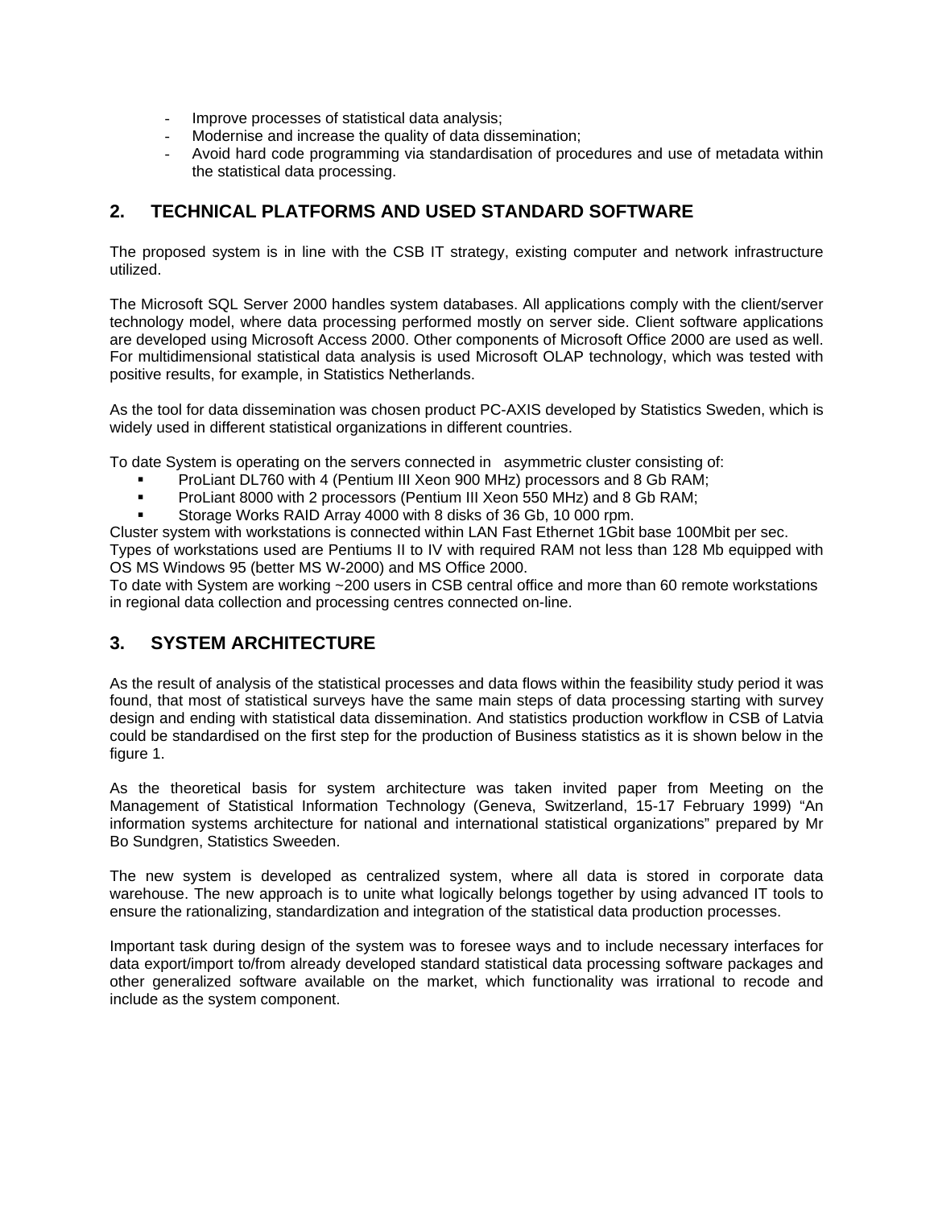- Improve processes of statistical data analysis;
- Modernise and increase the quality of data dissemination;
- Avoid hard code programming via standardisation of procedures and use of metadata within the statistical data processing.

## 2. TECHNICAL PLATFORMS AND USED STANDARD SOFTWARE

The proposed system is in line with the CSB IT strategy, existing computer and network infrastructure utilized.

The Microsoft SQL Server 2000 handles system databases. All applications comply with the client/server technology model, where data processing performed mostly on server side. Client software applications are developed using Microsoft Access 2000. Other components of Microsoft Office 2000 are used as well. For multidimensional statistical data analysis is used Microsoft OLAP technology, which was tested with positive results, for example, in Statistics Netherlands.

As the tool for data dissemination was chosen product PC-AXIS developed by Statistics Sweden, which is widely used in different statistical organizations in different countries.

To date System is operating on the servers connected in asymmetric cluster consisting of:

- ProLiant DL760 with 4 (Pentium III Xeon 900 MHz) processors and 8 Gb RAM;
- ProLiant 8000 with 2 processors (Pentium III Xeon 550 MHz) and 8 Gb RAM;
- Storage Works RAID Array 4000 with 8 disks of 36 Gb, 10 000 rpm.

Cluster system with workstations is connected within LAN Fast Ethernet 1Gbit base 100Mbit per sec.
Types of workstations used are Pentiums II to IV with required RAM not less than 128 Mb equipped with OS MS Windows 95 (better MS W-2000) and MS Office 2000.
To date with System are working ~200 users in CSB central office and more than 60 remote workstations in regional data collection and processing centres connected on-line.

## 3. SYSTEM ARCHITECTURE

As the result of analysis of the statistical processes and data flows within the feasibility study period it was found, that most of statistical surveys have the same main steps of data processing starting with survey design and ending with statistical data dissemination. And statistics production workflow in CSB of Latvia could be standardised on the first step for the production of Business statistics as it is shown below in the figure 1.

As the theoretical basis for system architecture was taken invited paper from Meeting on the Management of Statistical Information Technology (Geneva, Switzerland, 15-17 February 1999) "An information systems architecture for national and international statistical organizations" prepared by Mr Bo Sundgren, Statistics Sweeden.

The new system is developed as centralized system, where all data is stored in corporate data warehouse. The new approach is to unite what logically belongs together by using advanced IT tools to ensure the rationalizing, standardization and integration of the statistical data production processes.

Important task during design of the system was to foresee ways and to include necessary interfaces for data export/import to/from already developed standard statistical data processing software packages and other generalized software available on the market, which functionality was irrational to recode and include as the system component.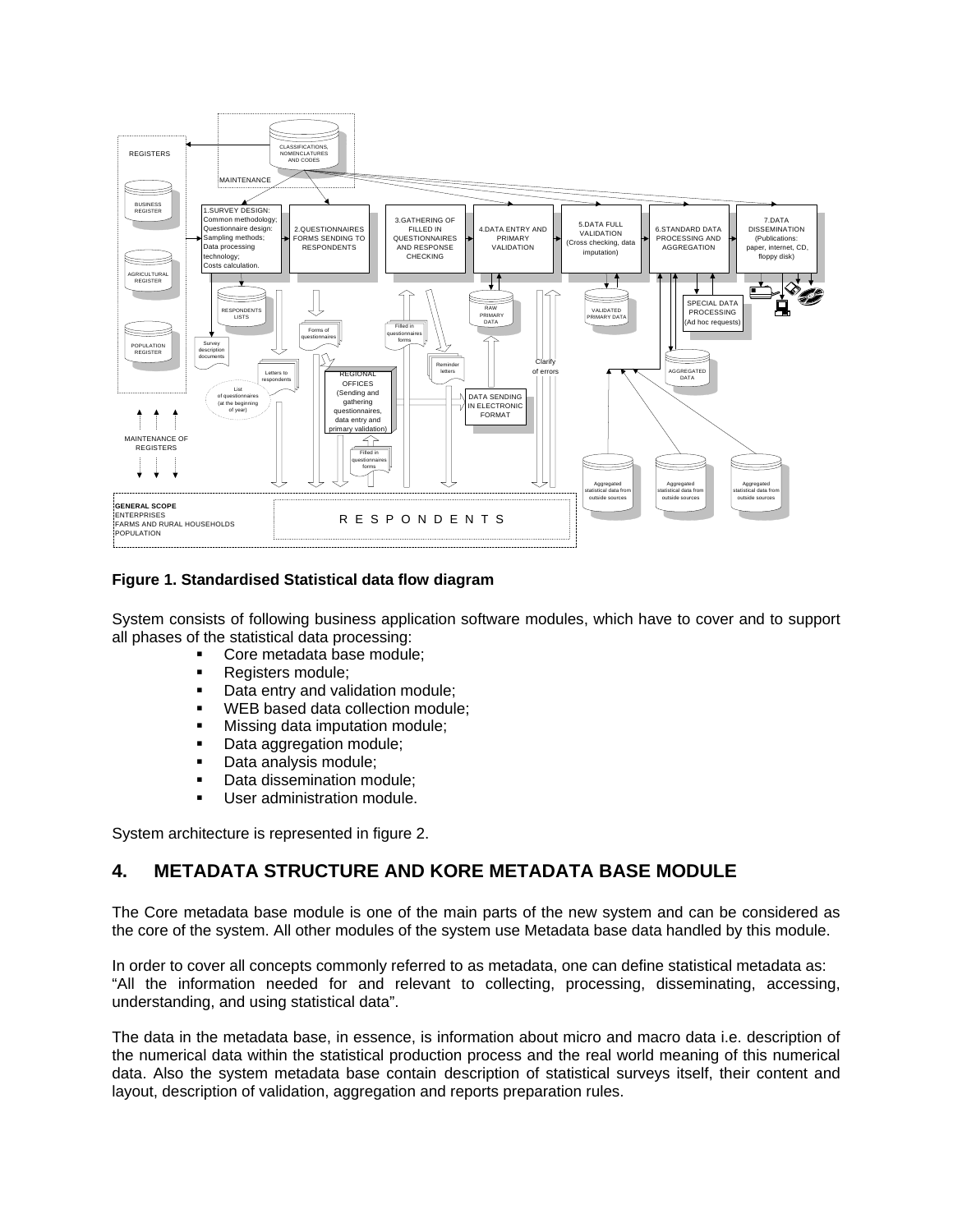REGISTERS

CLASSIFICATIONS, NOMENCLATURES AND CODES

MAINTENANCE

BUSINESS REGISTER

AGRICULTURAL REGISTER

POPULATION REGISTER

1.SURVEY DESIGN: Common methodology; Questionnaire design; Sampling methods; Data processing technology; Costs calculation.

2.QUESTIONNAIRES FORMS SENDING TO RESPONDENTS

3.GATHERING OF FILLED IN QUESTIONNAIRES AND RESPONSE CHECKING

4.DATA ENTRY AND PRIMARY VALIDATION

5.DATA FULL VALIDATION (Cross checking, data imputation)

6.STANDARD DATA PROCESSING AND AGGREGATION

7.DATA DISSEMINATION (Publications: paper, internet, CD, floppy disk)

RESPONDENTS LISTS

Survey description documents

Forms of questionnaires

Letters to respondents

List of questionnaires (at the beginning of year)

Filled in questionnaires forms

Reminder letters

REGIONAL OFFICES (Sending and gathering questionnaires, data entry and primary validation)

Filled in questionnaires forms

RAW PRIMARY DATA

DATA SENDING IN ELECTRONIC FORMAT

Clarify of errors

VALIDATED PRIMARY DATA

SPECIAL DATA PROCESSING (Ad hoc requests)

AGGREGATED DATA

Aggregated statistical data from outside sources

Aggregated statistical data from outside sources

Aggregated statistical data from outside sources

MAINTENANCE OF REGISTERS

**GENERAL SCOPE**
ENTERPRISES
FARMS AND RURAL HOUSEHOLDS
POPULATION

R E S P O N D E N T S

**Figure 1. Standardised Statistical data flow diagram**

System consists of following business application software modules, which have to cover and to support all phases of the statistical data processing:

- Core metadata base module;
- Registers module;
- Data entry and validation module;
- WEB based data collection module;
- Missing data imputation module;
- Data aggregation module;
- Data analysis module;
- Data dissemination module;
- User administration module.

System architecture is represented in figure 2.

## 4. METADATA STRUCTURE AND KORE METADATA BASE MODULE

The Core metadata base module is one of the main parts of the new system and can be considered as the core of the system. All other modules of the system use Metadata base data handled by this module.

In order to cover all concepts commonly referred to as metadata, one can define statistical metadata as: "All the information needed for and relevant to collecting, processing, disseminating, accessing, understanding, and using statistical data".

The data in the metadata base, in essence, is information about micro and macro data i.e. description of the numerical data within the statistical production process and the real world meaning of this numerical data. Also the system metadata base contain description of statistical surveys itself, their content and layout, description of validation, aggregation and reports preparation rules.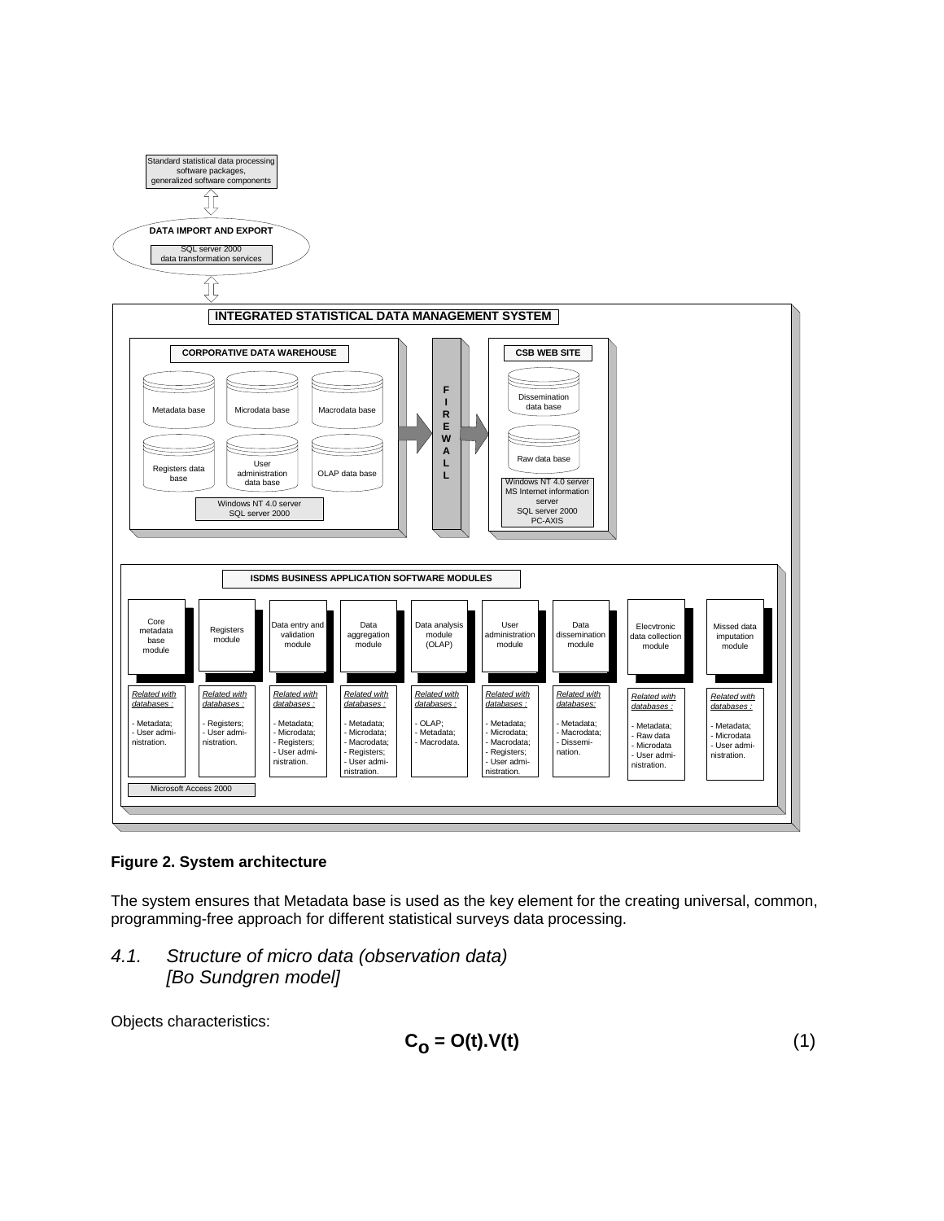Standard statistical data processing software packages, generalized software components

DATA IMPORT AND EXPORT

SQL server 2000 data transformation services

**INTEGRATED STATISTICAL DATA MANAGEMENT SYSTEM**

**CORPORATIVE DATA WAREHOUSE**

Metadata base | Microdata base | Macrodata base | Registers data base | User administration data base | OLAP data base

Windows NT 4.0 server SQL server 2000

FIREWALL

**CSB WEB SITE**

Dissemination data base | Raw data base

Windows NT 4.0 server MS Internet information server SQL server 2000 PC-AXIS

**ISDMS BUSINESS APPLICATION SOFTWARE MODULES**

| Module | Related with databases |
|---|---|
| Core metadata base module | - Metadata; - User administration. |
| Registers module | - Registers; - User administration. |
| Data entry and validation module | - Metadata; - Microdata; - Registers; - User administration. |
| Data aggregation module | - Metadata; - Microdata; - Macrodata; - Registers; - User administration. |
| Data analysis module (OLAP) | - OLAP; - Metadata; - Macrodata. |
| User administration module | - Metadata; - Microdata; - Macrodata; - Registers; - User administration. |
| Data dissemination module | - Metadata; - Macrodata; - Dissemination. |
| Elecvtronic data collection module | - Metadata; - Raw data - Microdata - User administration. |
| Missed data imputation module | - Metadata; - Microdata - User administration. |

Microsoft Access 2000

**Figure 2. System architecture**

The system ensures that Metadata base is used as the key element for the creating universal, common, programming-free approach for different statistical surveys data processing.

## *4.1. Structure of micro data (observation data) [Bo Sundgren model]*

Objects characteristics:

$$C_O = O(t).V(t) \tag{1}$$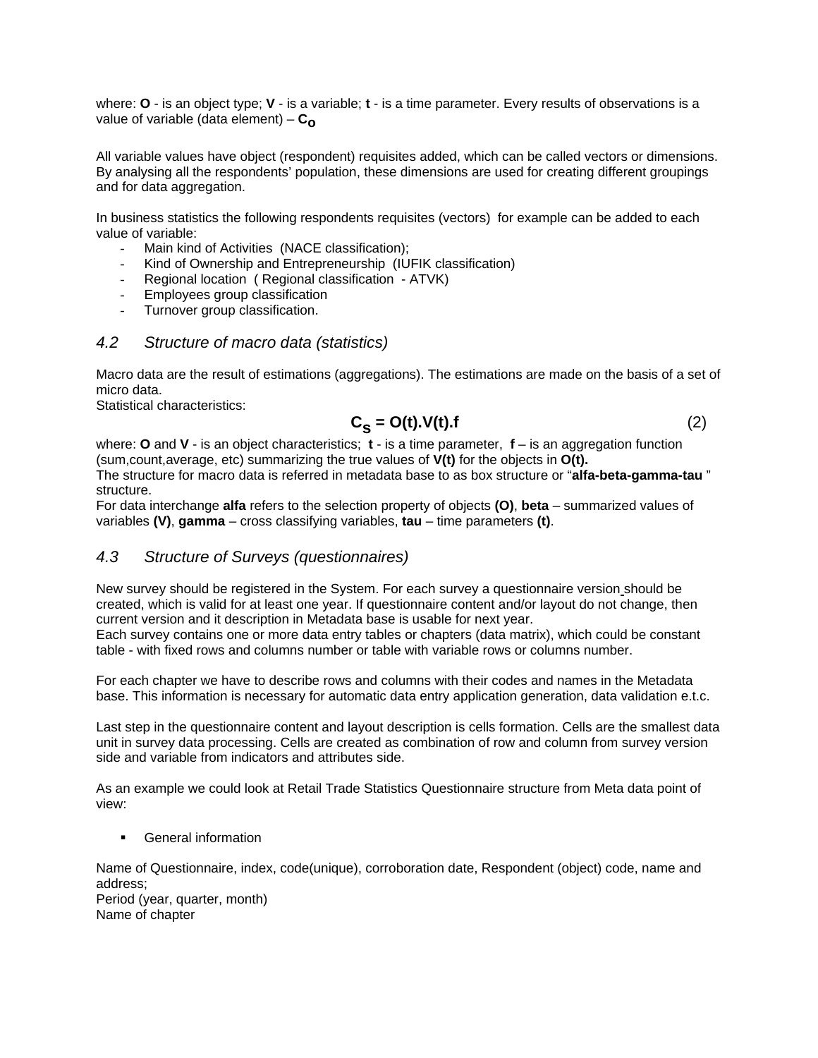where: **O** - is an object type; **V** - is a variable; **t** - is a time parameter. Every results of observations is a value of variable (data element) – $\mathbf{C_O}$

All variable values have object (respondent) requisites added, which can be called vectors or dimensions. By analysing all the respondents' population, these dimensions are used for creating different groupings and for data aggregation.

In business statistics the following respondents requisites (vectors) for example can be added to each value of variable:

- Main kind of Activities (NACE classification);
- Kind of Ownership and Entrepreneurship (IUFIK classification)
- Regional location ( Regional classification - ATVK)
- Employees group classification
- Turnover group classification.

### *4.2 Structure of macro data (statistics)*

Macro data are the result of estimations (aggregations). The estimations are made on the basis of a set of micro data.
Statistical characteristics:

$$\mathbf{C_S = O(t).V(t).f} \tag{2}$$

where: **O** and **V** - is an object characteristics; **t** - is a time parameter, **f** – is an aggregation function (sum,count,average, etc) summarizing the true values of **V(t)** for the objects in **O(t).**
The structure for macro data is referred in metadata base to as box structure or "**alfa-beta-gamma-tau** " structure.
For data interchange **alfa** refers to the selection property of objects **(O)**, **beta** – summarized values of variables **(V)**, **gamma** – cross classifying variables, **tau** – time parameters **(t)**.

### *4.3 Structure of Surveys (questionnaires)*

New survey should be registered in the System. For each survey a questionnaire version should be created, which is valid for at least one year. If questionnaire content and/or layout do not change, then current version and it description in Metadata base is usable for next year.
Each survey contains one or more data entry tables or chapters (data matrix), which could be constant table - with fixed rows and columns number or table with variable rows or columns number.

For each chapter we have to describe rows and columns with their codes and names in the Metadata base. This information is necessary for automatic data entry application generation, data validation e.t.c.

Last step in the questionnaire content and layout description is cells formation. Cells are the smallest data unit in survey data processing. Cells are created as combination of row and column from survey version side and variable from indicators and attributes side.

As an example we could look at Retail Trade Statistics Questionnaire structure from Meta data point of view:

- General information

Name of Questionnaire, index, code(unique), corroboration date, Respondent (object) code, name and address;
Period (year, quarter, month)
Name of chapter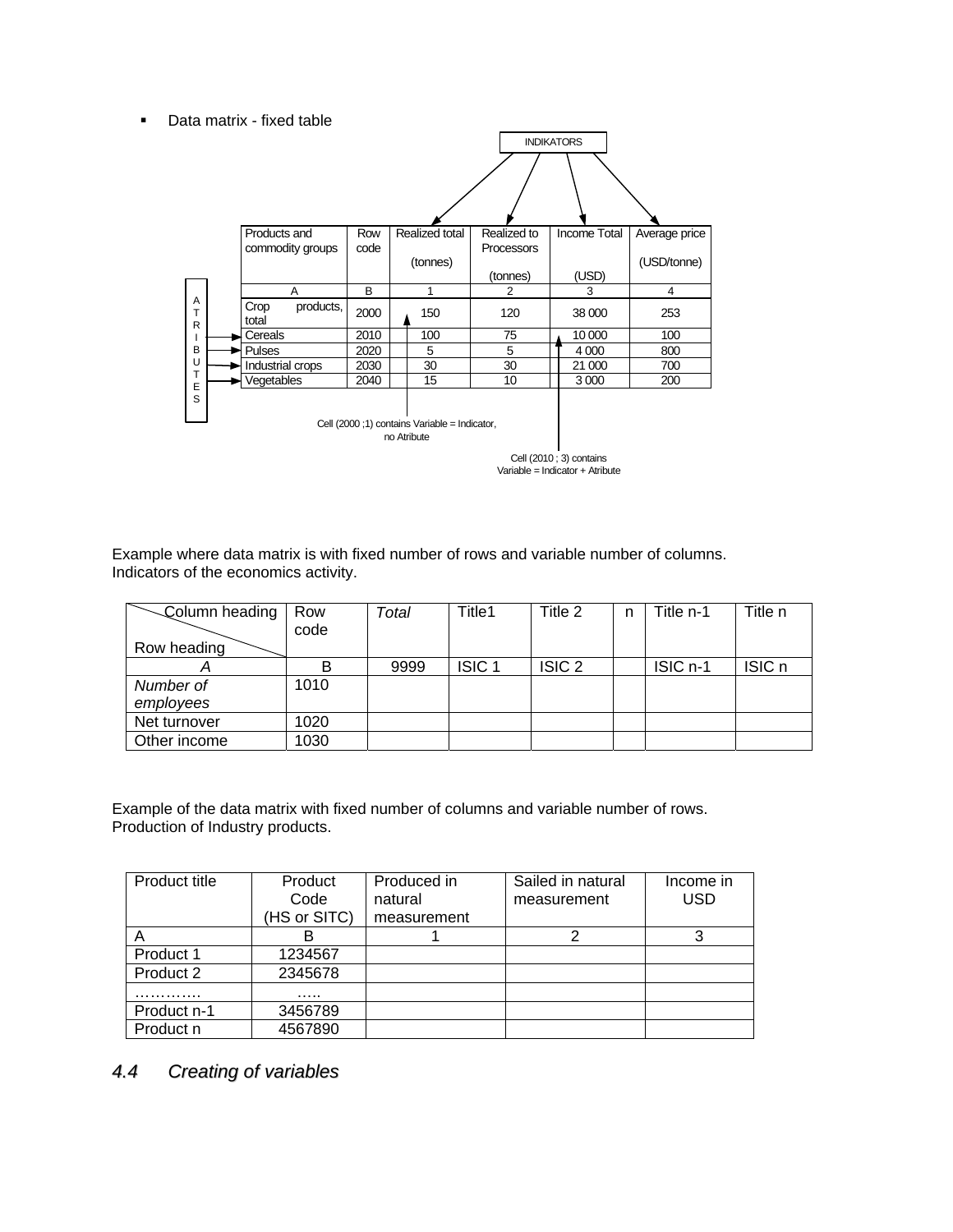- Data matrix - fixed table

INDIKATORS

| Products and commodity groups | Row code | Realized total (tonnes) | Realized to Processors (tonnes) | Income Total (USD) | Average price (USD/tonne) |
|---|---|---|---|---|---|
| A | B | 1 | 2 | 3 | 4 |
| Crop products, total | 2000 | 150 | 120 | 38 000 | 253 |
| Cereals | 2010 | 100 | 75 | 10 000 | 100 |
| Pulses | 2020 | 5 | 5 | 4 000 | 800 |
| Industrial crops | 2030 | 30 | 30 | 21 000 | 700 |
| Vegetables | 2040 | 15 | 10 | 3 000 | 200 |

ATRIBUTES

Cell (2000 ;1) contains Variable = Indicator, no Atribute

Cell (2010 ; 3) contains Variable = Indicator + Atribute

Example where data matrix is with fixed number of rows and variable number of columns.
Indicators of the economics activity.

| Column heading / Row heading | Row code | *Total* | Title1 | Title 2 | n | Title n-1 | Title n |
|---|---|---|---|---|---|---|---|
| *A* | B | 9999 | ISIC 1 | ISIC 2 | | ISIC n-1 | ISIC n |
| *Number of employees* | 1010 | | | | | | |
| Net turnover | 1020 | | | | | | |
| Other income | 1030 | | | | | | |

Example of the data matrix with fixed number of columns and variable number of rows.
Production of Industry products.

| Product title | Product Code (HS or SITC) | Produced in natural measurement | Sailed in natural measurement | Income in USD |
|---|---|---|---|---|
| A | B | 1 | 2 | 3 |
| Product 1 | 1234567 | | | |
| Product 2 | 2345678 | | | |
| …………. | ….. | | | |
| Product n-1 | 3456789 | | | |
| Product n | 4567890 | | | |

## *4.4 Creating of variables*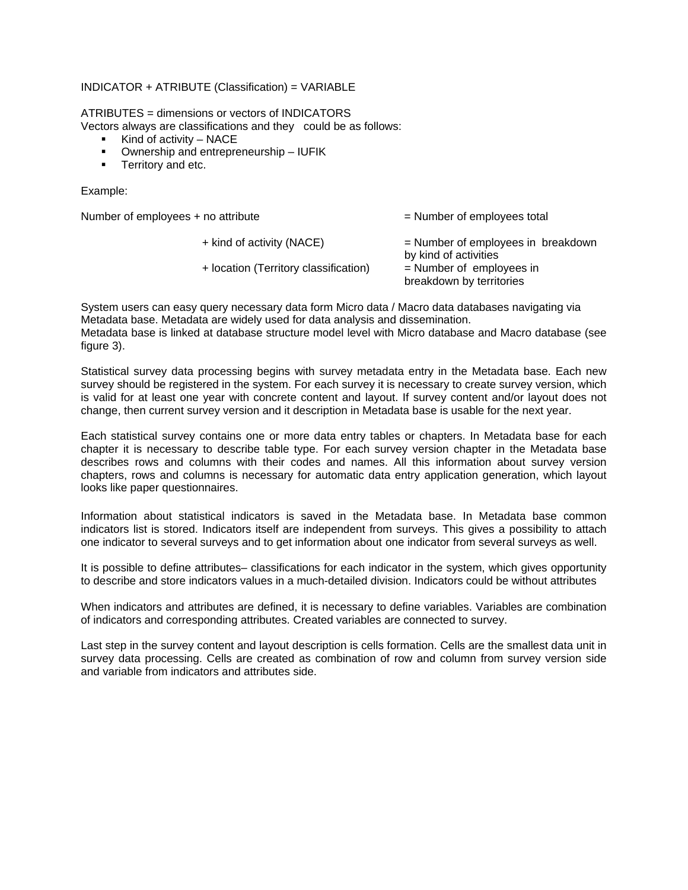INDICATOR + ATRIBUTE (Classification) = VARIABLE

ATRIBUTES = dimensions or vectors of INDICATORS
Vectors always are classifications and they could be as follows:

- Kind of activity – NACE
- Ownership and entrepreneurship – IUFIK
- Territory and etc.

Example:

| | | |
|---|---|---|
| Number of employees + no attribute | | = Number of employees total |
| | + kind of activity (NACE) | = Number of employees in breakdown by kind of activities |
| | + location (Territory classification) | = Number of employees in breakdown by territories |

System users can easy query necessary data form Micro data / Macro data databases navigating via Metadata base. Metadata are widely used for data analysis and dissemination.
Metadata base is linked at database structure model level with Micro database and Macro database (see figure 3).

Statistical survey data processing begins with survey metadata entry in the Metadata base. Each new survey should be registered in the system. For each survey it is necessary to create survey version, which is valid for at least one year with concrete content and layout. If survey content and/or layout does not change, then current survey version and it description in Metadata base is usable for the next year.

Each statistical survey contains one or more data entry tables or chapters. In Metadata base for each chapter it is necessary to describe table type. For each survey version chapter in the Metadata base describes rows and columns with their codes and names. All this information about survey version chapters, rows and columns is necessary for automatic data entry application generation, which layout looks like paper questionnaires.

Information about statistical indicators is saved in the Metadata base. In Metadata base common indicators list is stored. Indicators itself are independent from surveys. This gives a possibility to attach one indicator to several surveys and to get information about one indicator from several surveys as well.

It is possible to define attributes– classifications for each indicator in the system, which gives opportunity to describe and store indicators values in a much-detailed division. Indicators could be without attributes

When indicators and attributes are defined, it is necessary to define variables. Variables are combination of indicators and corresponding attributes. Created variables are connected to survey.

Last step in the survey content and layout description is cells formation. Cells are the smallest data unit in survey data processing. Cells are created as combination of row and column from survey version side and variable from indicators and attributes side.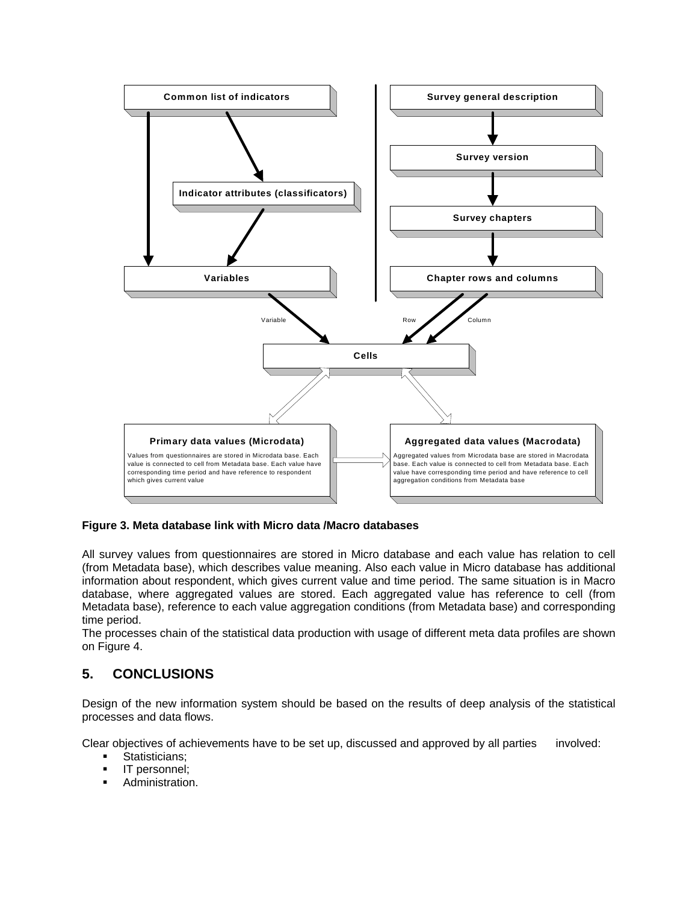Common list of indicators

Survey general description

Survey version

Indicator attributes (classificators)

Survey chapters

Variables

Chapter rows and columns

Variable

Row

Column

Cells

Primary data values (Microdata)

Values from questionnaires are stored in Microdata base. Each value is connected to cell from Metadata base. Each value have corresponding time period and have reference to respondent which gives current value

Aggregated data values (Macrodata)

Aggregated values from Microdata base are stored in Macrodata base. Each value is connected to cell from Metadata base. Each value have corresponding time period and have reference to cell aggregation conditions from Metadata base

**Figure 3. Meta database link with Micro data /Macro databases**

All survey values from questionnaires are stored in Micro database and each value has relation to cell (from Metadata base), which describes value meaning. Also each value in Micro database has additional information about respondent, which gives current value and time period. The same situation is in Macro database, where aggregated values are stored. Each aggregated value has reference to cell (from Metadata base), reference to each value aggregation conditions (from Metadata base) and corresponding time period.

The processes chain of the statistical data production with usage of different meta data profiles are shown on Figure 4.

## 5. CONCLUSIONS

Design of the new information system should be based on the results of deep analysis of the statistical processes and data flows.

Clear objectives of achievements have to be set up, discussed and approved by all parties involved:

- Statisticians;
- IT personnel;
- Administration.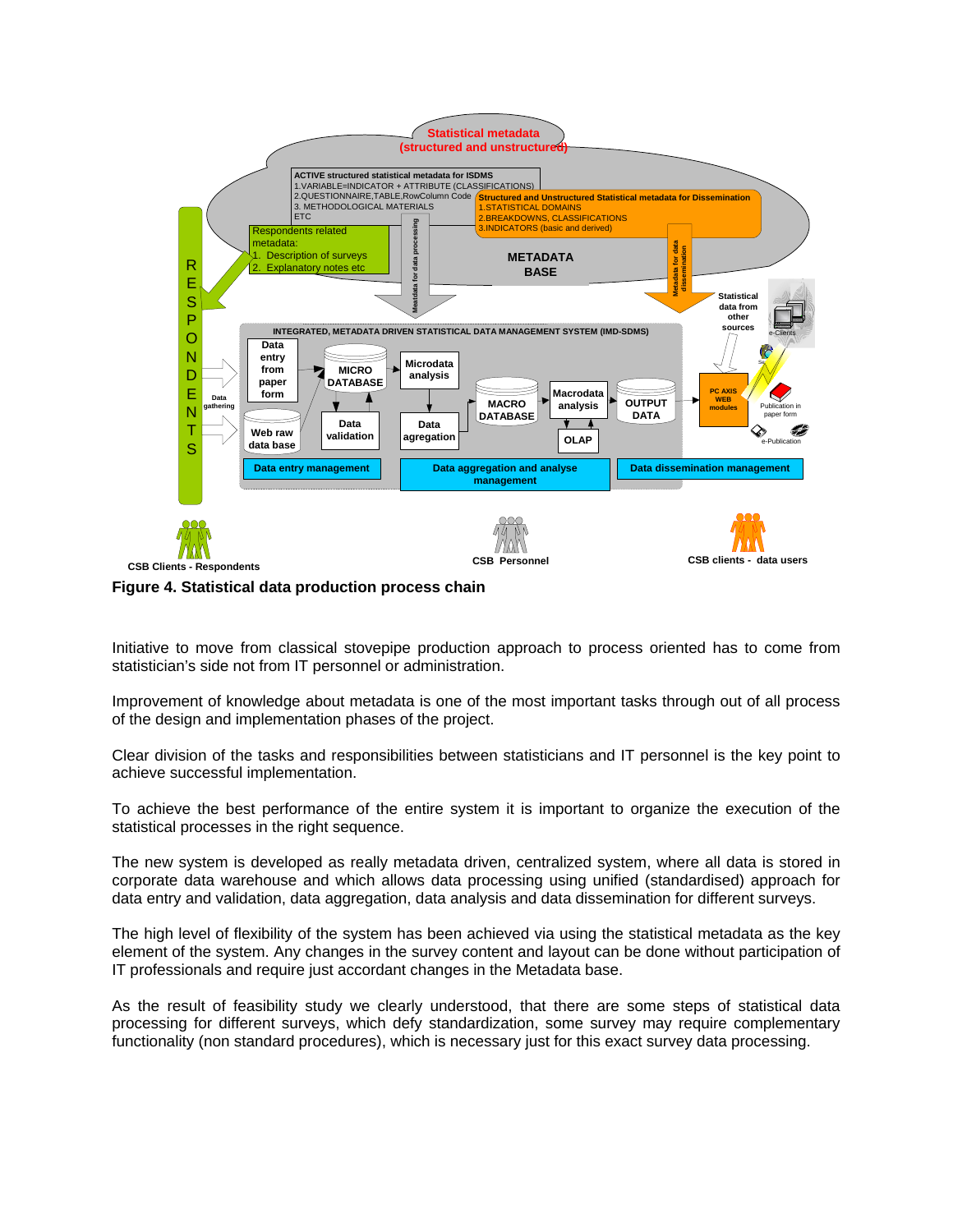Statistical metadata
(structured and unstructured)

ACTIVE structured statistical metadata for ISDMS
1.VARIABLE=INDICATOR + ATTRIBUTE (CLASSIFICATIONS)
2.QUESTIONNAIRE,TABLE,RowColumn Code
3. METHODOLOGICAL MATERIALS
ETC

Structured and Unstructured Statistical metadata for Dissemination
1.STATISTICAL DOMAINS
2.BREAKDOWNS, CLASSIFICATIONS
3.INDICATORS (basic and derived)

Respondents related metadata:
1. Description of surveys
2. Explanatory notes etc

METADATA BASE

Metadata for data processing

Metadata for data dissemination

RESPONDENTS

INTEGRATED, METADATA DRIVEN STATISTICAL DATA MANAGEMENT SYSTEM (IMD-SDMS)

Data gathering

Data entry from paper form

Web raw data base

MICRO DATABASE

Data validation

Microdata analysis

Data agregation

MACRO DATABASE

Macrodata analysis

OLAP

OUTPUT DATA

PC AXIS WEB modules

Statistical data from other sources

e-Clients

Publication in paper form

e-Publication

Data entry management

Data aggregation and analyse management

Data dissemination management

CSB Clients - Respondents

CSB Personnel

CSB clients - data users

**Figure 4. Statistical data production process chain**

Initiative to move from classical stovepipe production approach to process oriented has to come from statistician's side not from IT personnel or administration.

Improvement of knowledge about metadata is one of the most important tasks through out of all process of the design and implementation phases of the project.

Clear division of the tasks and responsibilities between statisticians and IT personnel is the key point to achieve successful implementation.

To achieve the best performance of the entire system it is important to organize the execution of the statistical processes in the right sequence.

The new system is developed as really metadata driven, centralized system, where all data is stored in corporate data warehouse and which allows data processing using unified (standardised) approach for data entry and validation, data aggregation, data analysis and data dissemination for different surveys.

The high level of flexibility of the system has been achieved via using the statistical metadata as the key element of the system. Any changes in the survey content and layout can be done without participation of IT professionals and require just accordant changes in the Metadata base.

As the result of feasibility study we clearly understood, that there are some steps of statistical data processing for different surveys, which defy standardization, some survey may require complementary functionality (non standard procedures), which is necessary just for this exact survey data processing.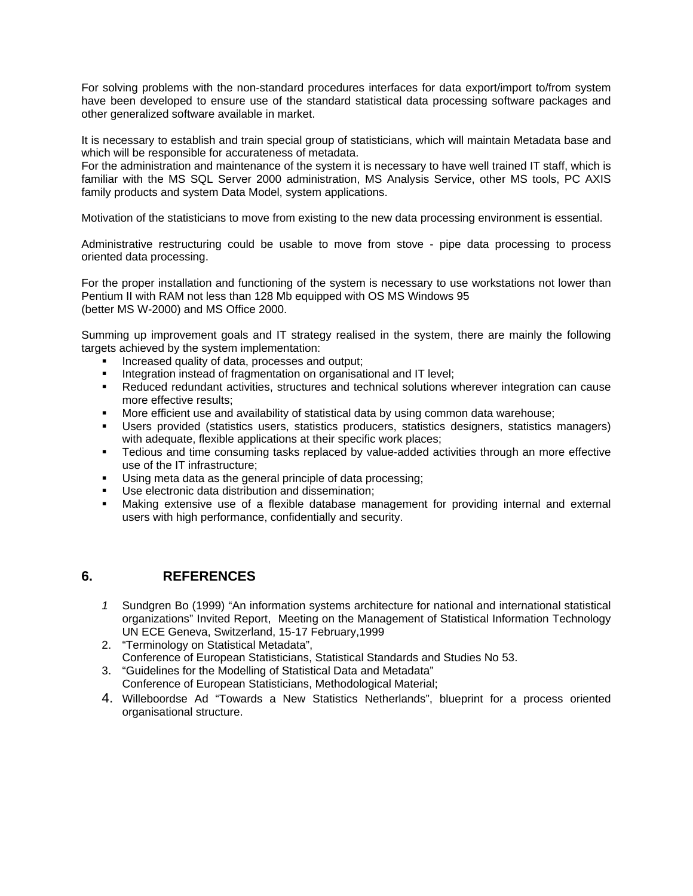For solving problems with the non-standard procedures interfaces for data export/import to/from system have been developed to ensure use of the standard statistical data processing software packages and other generalized software available in market.

It is necessary to establish and train special group of statisticians, which will maintain Metadata base and which will be responsible for accurateness of metadata.
For the administration and maintenance of the system it is necessary to have well trained IT staff, which is familiar with the MS SQL Server 2000 administration, MS Analysis Service, other MS tools, PC AXIS family products and system Data Model, system applications.

Motivation of the statisticians to move from existing to the new data processing environment is essential.

Administrative restructuring could be usable to move from stove - pipe data processing to process oriented data processing.

For the proper installation and functioning of the system is necessary to use workstations not lower than Pentium II with RAM not less than 128 Mb equipped with OS MS Windows 95
(better MS W-2000) and MS Office 2000.

Summing up improvement goals and IT strategy realised in the system, there are mainly the following targets achieved by the system implementation:

- Increased quality of data, processes and output;
- Integration instead of fragmentation on organisational and IT level;
- Reduced redundant activities, structures and technical solutions wherever integration can cause more effective results;
- More efficient use and availability of statistical data by using common data warehouse;
- Users provided (statistics users, statistics producers, statistics designers, statistics managers) with adequate, flexible applications at their specific work places;
- Tedious and time consuming tasks replaced by value-added activities through an more effective use of the IT infrastructure;
- Using meta data as the general principle of data processing;
- Use electronic data distribution and dissemination;
- Making extensive use of a flexible database management for providing internal and external users with high performance, confidentially and security.

## 6. REFERENCES

1. Sundgren Bo (1999) "An information systems architecture for national and international statistical organizations" Invited Report, Meeting on the Management of Statistical Information Technology UN ECE Geneva, Switzerland, 15-17 February,1999
2. "Terminology on Statistical Metadata",
   Conference of European Statisticians, Statistical Standards and Studies No 53.
3. "Guidelines for the Modelling of Statistical Data and Metadata"
   Conference of European Statisticians, Methodological Material;
4. Willeboordse Ad "Towards a New Statistics Netherlands", blueprint for a process oriented organisational structure.